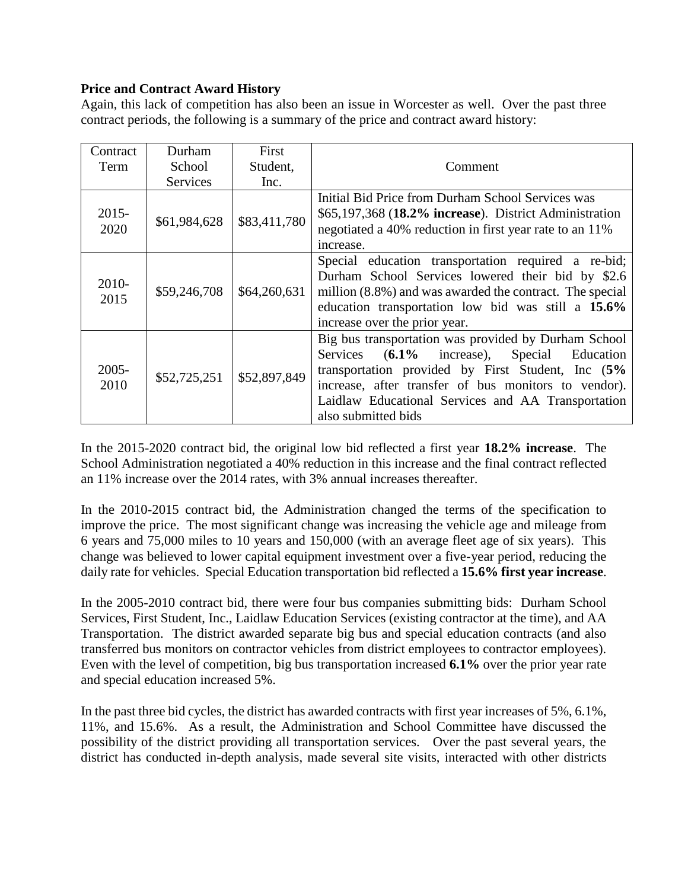**Price and Contract Award History**

Again, this lack of competition has also been an issue in Worcester as well. Over the past three contract periods, the following is a summary of the price and contract award history:

| Contract Term | Durham School Services | First Student, Inc. | Comment |
|---|---|---|---|
| 2015-2020 | $61,984,628 | $83,411,780 | Initial Bid Price from Durham School Services was $65,197,368 (**18.2% increase**). District Administration negotiated a 40% reduction in first year rate to an 11% increase. |
| 2010-2015 | $59,246,708 | $64,260,631 | Special education transportation required a re-bid; Durham School Services lowered their bid by $2.6 million (8.8%) and was awarded the contract. The special education transportation low bid was still a **15.6%** increase over the prior year. |
| 2005-2010 | $52,725,251 | $52,897,849 | Big bus transportation was provided by Durham School Services (**6.1%** increase), Special Education transportation provided by First Student, Inc (**5%** increase, after transfer of bus monitors to vendor). Laidlaw Educational Services and AA Transportation also submitted bids |

In the 2015-2020 contract bid, the original low bid reflected a first year **18.2% increase**. The School Administration negotiated a 40% reduction in this increase and the final contract reflected an 11% increase over the 2014 rates, with 3% annual increases thereafter.

In the 2010-2015 contract bid, the Administration changed the terms of the specification to improve the price. The most significant change was increasing the vehicle age and mileage from 6 years and 75,000 miles to 10 years and 150,000 (with an average fleet age of six years). This change was believed to lower capital equipment investment over a five-year period, reducing the daily rate for vehicles. Special Education transportation bid reflected a **15.6% first year increase**.

In the 2005-2010 contract bid, there were four bus companies submitting bids: Durham School Services, First Student, Inc., Laidlaw Education Services (existing contractor at the time), and AA Transportation. The district awarded separate big bus and special education contracts (and also transferred bus monitors on contractor vehicles from district employees to contractor employees). Even with the level of competition, big bus transportation increased **6.1%** over the prior year rate and special education increased 5%.

In the past three bid cycles, the district has awarded contracts with first year increases of 5%, 6.1%, 11%, and 15.6%. As a result, the Administration and School Committee have discussed the possibility of the district providing all transportation services. Over the past several years, the district has conducted in-depth analysis, made several site visits, interacted with other districts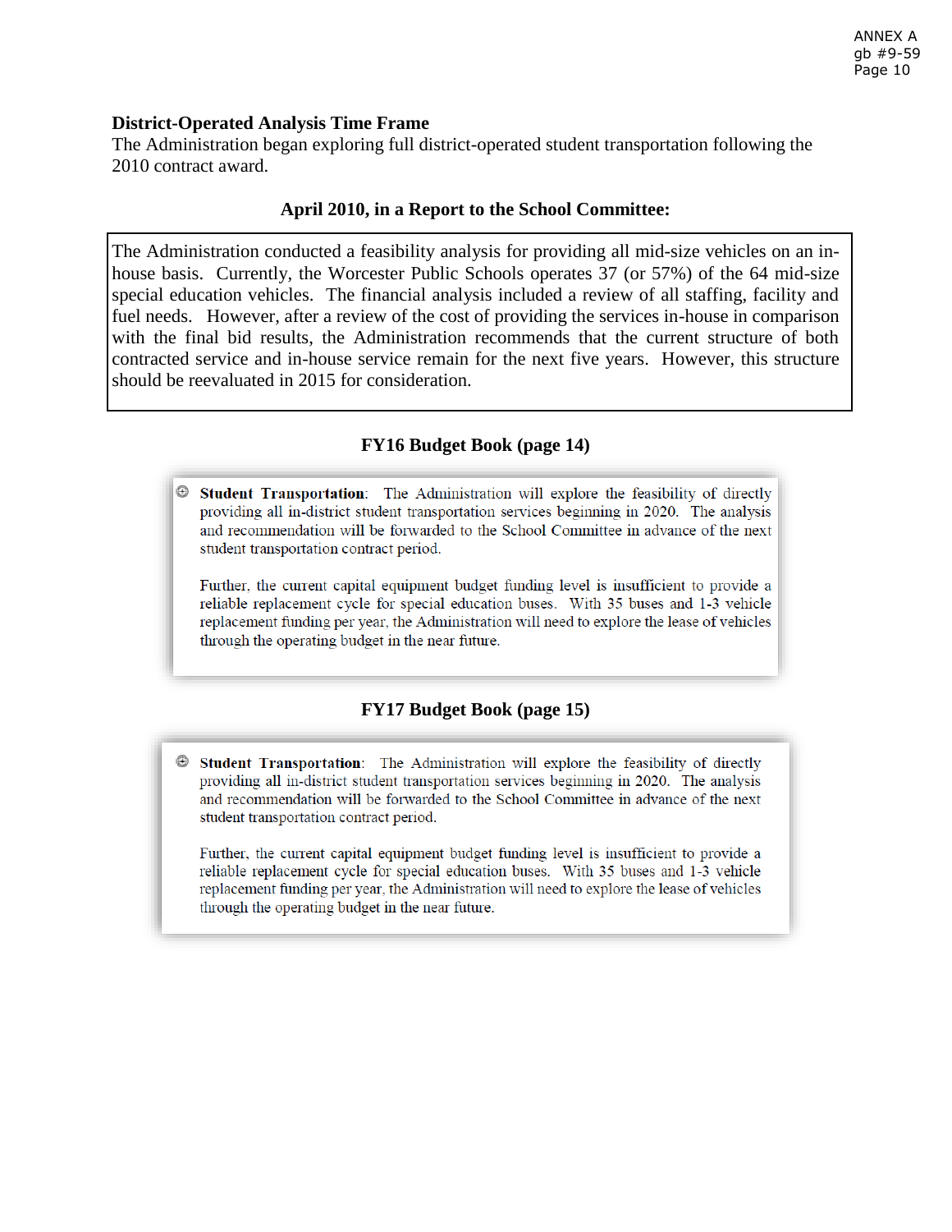### District-Operated Analysis Time Frame

The Administration began exploring full district-operated student transportation following the 2010 contract award.

**April 2010, in a Report to the School Committee:**

> The Administration conducted a feasibility analysis for providing all mid-size vehicles on an in-house basis. Currently, the Worcester Public Schools operates 37 (or 57%) of the 64 mid-size special education vehicles. The financial analysis included a review of all staffing, facility and fuel needs. However, after a review of the cost of providing the services in-house in comparison with the final bid results, the Administration recommends that the current structure of both contracted service and in-house service remain for the next five years. However, this structure should be reevaluated in 2015 for consideration.

**FY16 Budget Book (page 14)**

> **Student Transportation**: The Administration will explore the feasibility of directly providing all in-district student transportation services beginning in 2020. The analysis and recommendation will be forwarded to the School Committee in advance of the next student transportation contract period.
>
> Further, the current capital equipment budget funding level is insufficient to provide a reliable replacement cycle for special education buses. With 35 buses and 1-3 vehicle replacement funding per year, the Administration will need to explore the lease of vehicles through the operating budget in the near future.

**FY17 Budget Book (page 15)**

> **Student Transportation**: The Administration will explore the feasibility of directly providing all in-district student transportation services beginning in 2020. The analysis and recommendation will be forwarded to the School Committee in advance of the next student transportation contract period.
>
> Further, the current capital equipment budget funding level is insufficient to provide a reliable replacement cycle for special education buses. With 35 buses and 1-3 vehicle replacement funding per year, the Administration will need to explore the lease of vehicles through the operating budget in the near future.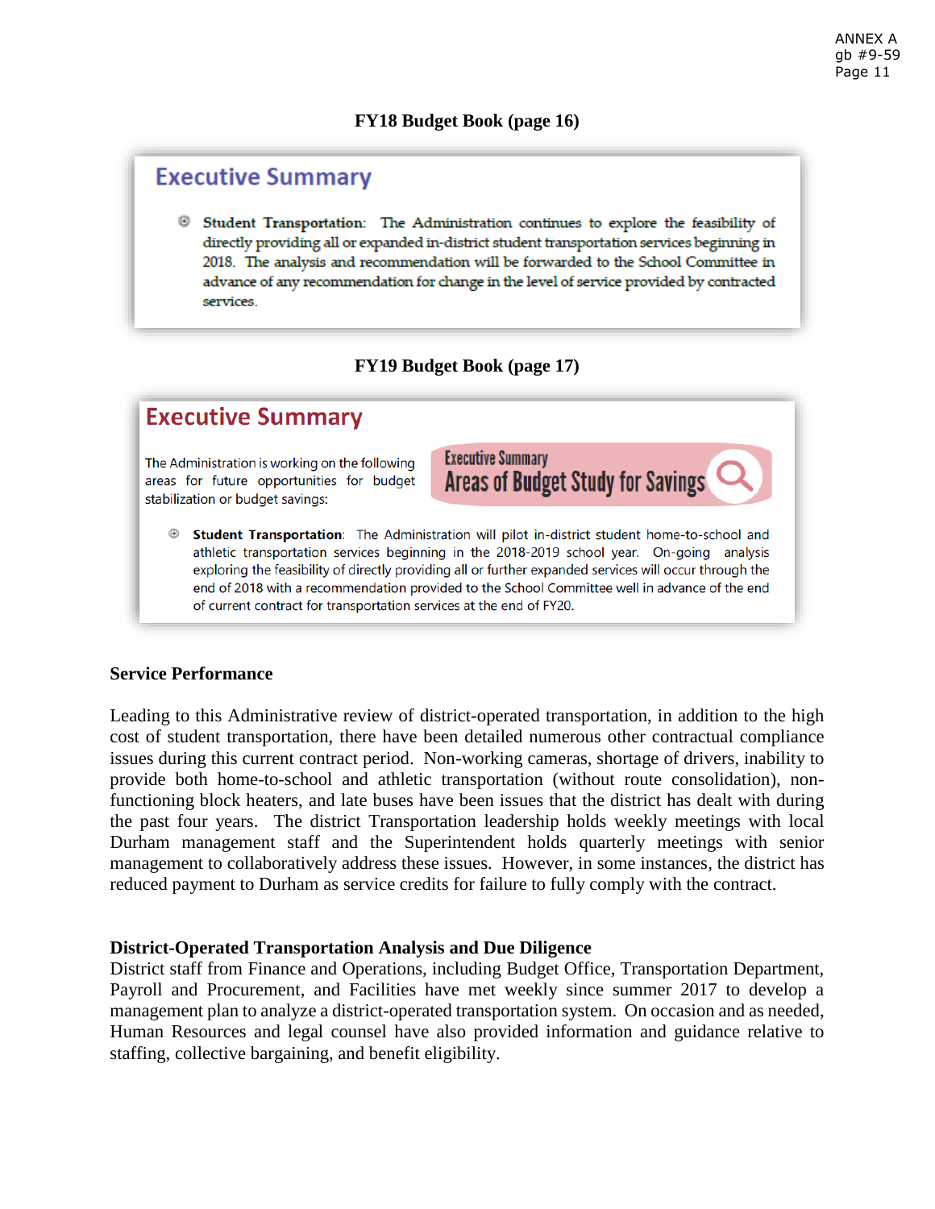**FY18 Budget Book (page 16)**

## Executive Summary

- **Student Transportation:** The Administration continues to explore the feasibility of directly providing all or expanded in-district student transportation services beginning in 2018. The analysis and recommendation will be forwarded to the School Committee in advance of any recommendation for change in the level of service provided by contracted services.

**FY19 Budget Book (page 17)**

## Executive Summary

The Administration is working on the following areas for future opportunities for budget stabilization or budget savings:

Executive Summary
**Areas of Budget Study for Savings**

- **Student Transportation**: The Administration will pilot in-district student home-to-school and athletic transportation services beginning in the 2018-2019 school year. On-going analysis exploring the feasibility of directly providing all or further expanded services will occur through the end of 2018 with a recommendation provided to the School Committee well in advance of the end of current contract for transportation services at the end of FY20.

### Service Performance

Leading to this Administrative review of district-operated transportation, in addition to the high cost of student transportation, there have been detailed numerous other contractual compliance issues during this current contract period. Non-working cameras, shortage of drivers, inability to provide both home-to-school and athletic transportation (without route consolidation), non-functioning block heaters, and late buses have been issues that the district has dealt with during the past four years. The district Transportation leadership holds weekly meetings with local Durham management staff and the Superintendent holds quarterly meetings with senior management to collaboratively address these issues. However, in some instances, the district has reduced payment to Durham as service credits for failure to fully comply with the contract.

### District-Operated Transportation Analysis and Due Diligence

District staff from Finance and Operations, including Budget Office, Transportation Department, Payroll and Procurement, and Facilities have met weekly since summer 2017 to develop a management plan to analyze a district-operated transportation system. On occasion and as needed, Human Resources and legal counsel have also provided information and guidance relative to staffing, collective bargaining, and benefit eligibility.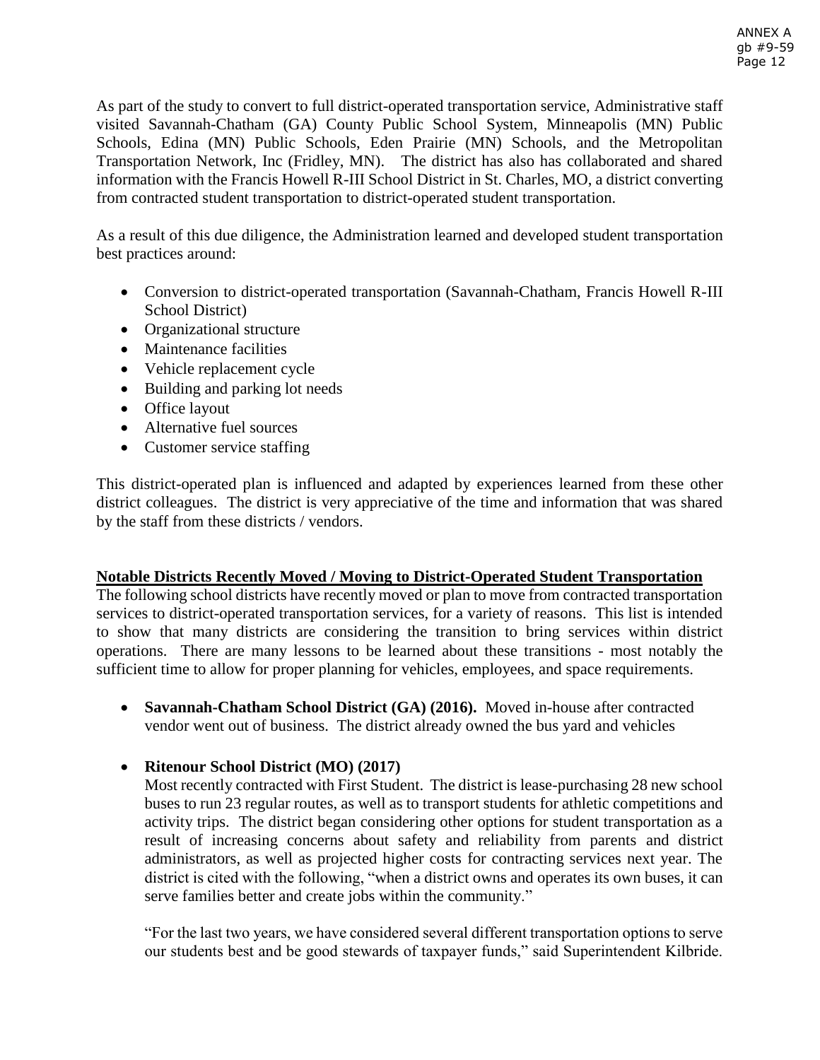As part of the study to convert to full district-operated transportation service, Administrative staff visited Savannah-Chatham (GA) County Public School System, Minneapolis (MN) Public Schools, Edina (MN) Public Schools, Eden Prairie (MN) Schools, and the Metropolitan Transportation Network, Inc (Fridley, MN). The district has also has collaborated and shared information with the Francis Howell R-III School District in St. Charles, MO, a district converting from contracted student transportation to district-operated student transportation.

As a result of this due diligence, the Administration learned and developed student transportation best practices around:

- Conversion to district-operated transportation (Savannah-Chatham, Francis Howell R-III School District)
- Organizational structure
- Maintenance facilities
- Vehicle replacement cycle
- Building and parking lot needs
- Office layout
- Alternative fuel sources
- Customer service staffing

This district-operated plan is influenced and adapted by experiences learned from these other district colleagues. The district is very appreciative of the time and information that was shared by the staff from these districts / vendors.

**Notable Districts Recently Moved / Moving to District-Operated Student Transportation**

The following school districts have recently moved or plan to move from contracted transportation services to district-operated transportation services, for a variety of reasons. This list is intended to show that many districts are considering the transition to bring services within district operations. There are many lessons to be learned about these transitions - most notably the sufficient time to allow for proper planning for vehicles, employees, and space requirements.

- **Savannah-Chatham School District (GA) (2016).** Moved in-house after contracted vendor went out of business. The district already owned the bus yard and vehicles

- **Ritenour School District (MO) (2017)**

  Most recently contracted with First Student. The district is lease-purchasing 28 new school buses to run 23 regular routes, as well as to transport students for athletic competitions and activity trips. The district began considering other options for student transportation as a result of increasing concerns about safety and reliability from parents and district administrators, as well as projected higher costs for contracting services next year. The district is cited with the following, "when a district owns and operates its own buses, it can serve families better and create jobs within the community."

  "For the last two years, we have considered several different transportation options to serve our students best and be good stewards of taxpayer funds," said Superintendent Kilbride.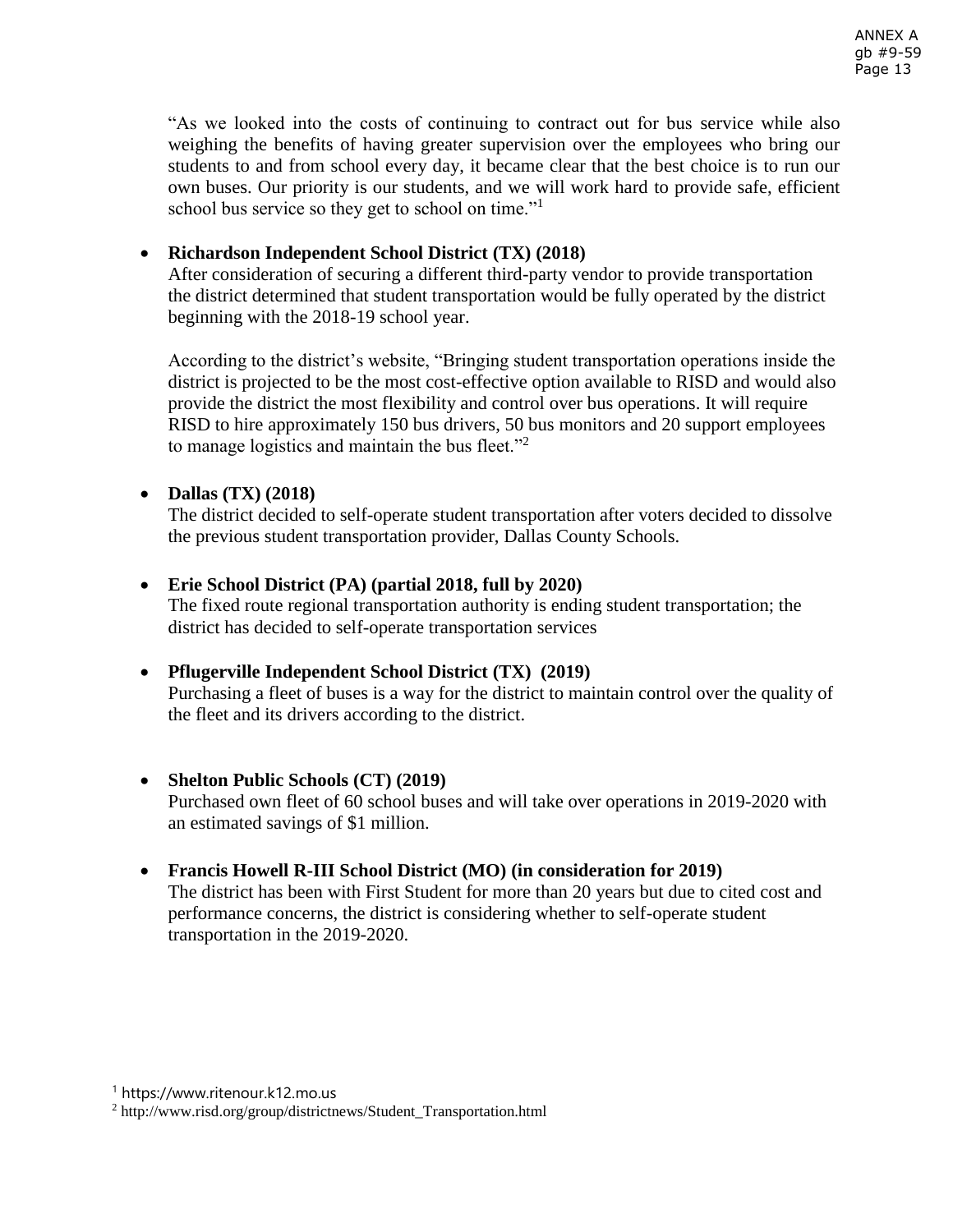"As we looked into the costs of continuing to contract out for bus service while also weighing the benefits of having greater supervision over the employees who bring our students to and from school every day, it became clear that the best choice is to run our own buses. Our priority is our students, and we will work hard to provide safe, efficient school bus service so they get to school on time."[1]

- **Richardson Independent School District (TX) (2018)**
  After consideration of securing a different third-party vendor to provide transportation the district determined that student transportation would be fully operated by the district beginning with the 2018-19 school year.

  According to the district's website, "Bringing student transportation operations inside the district is projected to be the most cost-effective option available to RISD and would also provide the district the most flexibility and control over bus operations. It will require RISD to hire approximately 150 bus drivers, 50 bus monitors and 20 support employees to manage logistics and maintain the bus fleet."[2]

- **Dallas (TX) (2018)**
  The district decided to self-operate student transportation after voters decided to dissolve the previous student transportation provider, Dallas County Schools.

- **Erie School District (PA) (partial 2018, full by 2020)**
  The fixed route regional transportation authority is ending student transportation; the district has decided to self-operate transportation services

- **Pflugerville Independent School District (TX) (2019)**
  Purchasing a fleet of buses is a way for the district to maintain control over the quality of the fleet and its drivers according to the district.

- **Shelton Public Schools (CT) (2019)**
  Purchased own fleet of 60 school buses and will take over operations in 2019-2020 with an estimated savings of $1 million.

- **Francis Howell R-III School District (MO) (in consideration for 2019)**
  The district has been with First Student for more than 20 years but due to cited cost and performance concerns, the district is considering whether to self-operate student transportation in the 2019-2020.

[1] https://www.ritenour.k12.mo.us
[2] http://www.risd.org/group/districtnews/Student_Transportation.html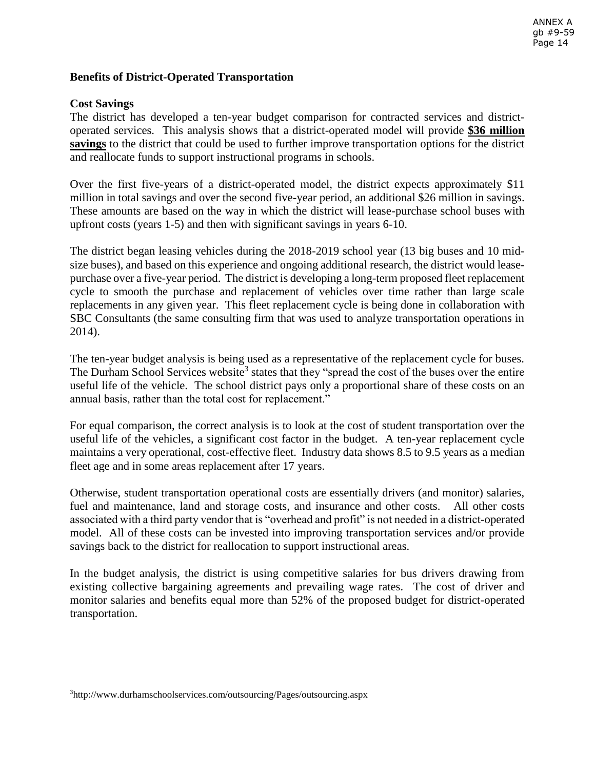## Benefits of District-Operated Transportation

### Cost Savings

The district has developed a ten-year budget comparison for contracted services and district-operated services. This analysis shows that a district-operated model will provide **$36 million savings** to the district that could be used to further improve transportation options for the district and reallocate funds to support instructional programs in schools.

Over the first five-years of a district-operated model, the district expects approximately $11 million in total savings and over the second five-year period, an additional $26 million in savings. These amounts are based on the way in which the district will lease-purchase school buses with upfront costs (years 1-5) and then with significant savings in years 6-10.

The district began leasing vehicles during the 2018-2019 school year (13 big buses and 10 mid-size buses), and based on this experience and ongoing additional research, the district would lease-purchase over a five-year period. The district is developing a long-term proposed fleet replacement cycle to smooth the purchase and replacement of vehicles over time rather than large scale replacements in any given year. This fleet replacement cycle is being done in collaboration with SBC Consultants (the same consulting firm that was used to analyze transportation operations in 2014).

The ten-year budget analysis is being used as a representative of the replacement cycle for buses. The Durham School Services website[3] states that they "spread the cost of the buses over the entire useful life of the vehicle. The school district pays only a proportional share of these costs on an annual basis, rather than the total cost for replacement."

For equal comparison, the correct analysis is to look at the cost of student transportation over the useful life of the vehicles, a significant cost factor in the budget. A ten-year replacement cycle maintains a very operational, cost-effective fleet. Industry data shows 8.5 to 9.5 years as a median fleet age and in some areas replacement after 17 years.

Otherwise, student transportation operational costs are essentially drivers (and monitor) salaries, fuel and maintenance, land and storage costs, and insurance and other costs. All other costs associated with a third party vendor that is "overhead and profit" is not needed in a district-operated model. All of these costs can be invested into improving transportation services and/or provide savings back to the district for reallocation to support instructional areas.

In the budget analysis, the district is using competitive salaries for bus drivers drawing from existing collective bargaining agreements and prevailing wage rates. The cost of driver and monitor salaries and benefits equal more than 52% of the proposed budget for district-operated transportation.

[3] http://www.durhamschoolservices.com/outsourcing/Pages/outsourcing.aspx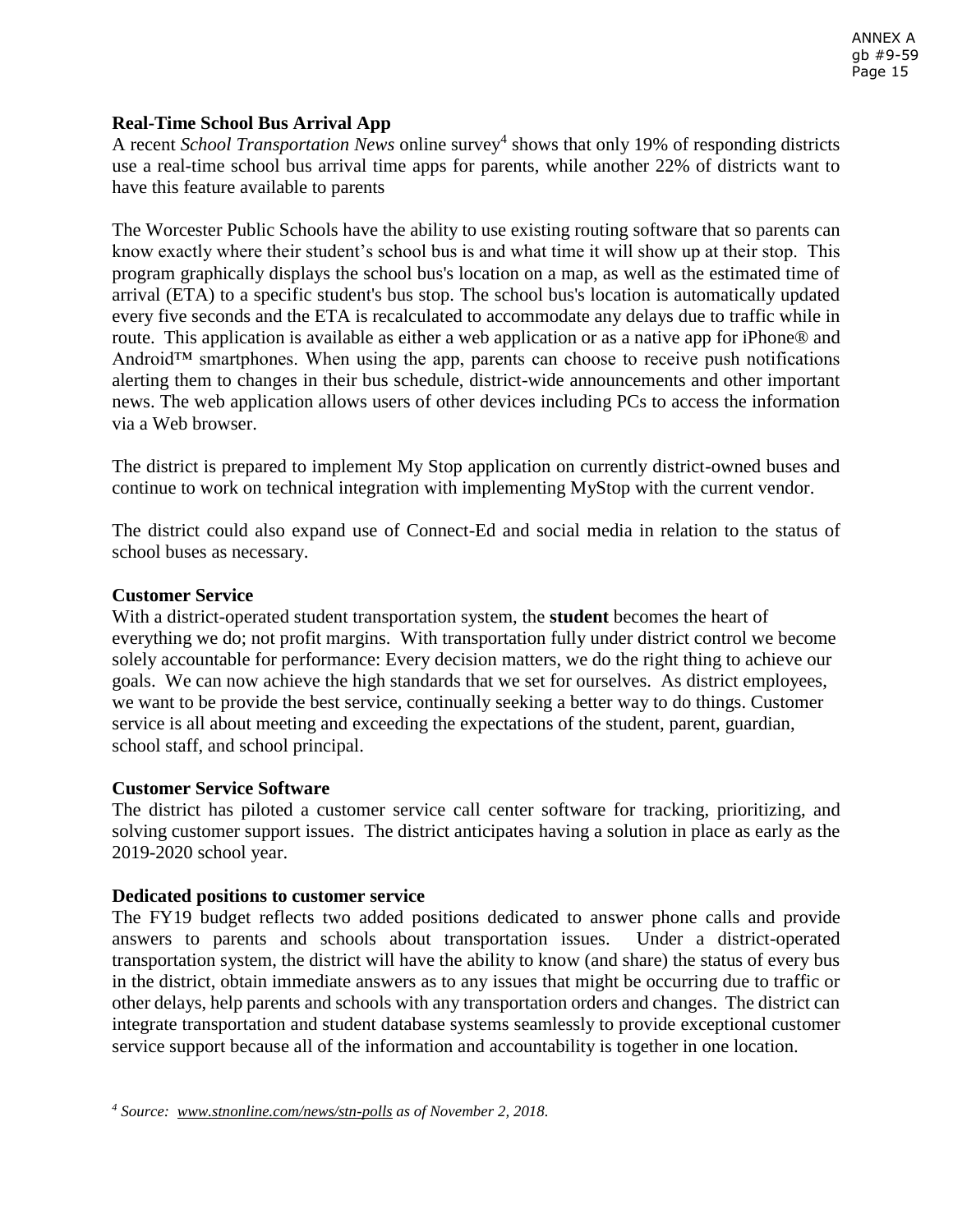### Real-Time School Bus Arrival App

A recent *School Transportation News* online survey[4] shows that only 19% of responding districts use a real-time school bus arrival time apps for parents, while another 22% of districts want to have this feature available to parents

The Worcester Public Schools have the ability to use existing routing software that so parents can know exactly where their student's school bus is and what time it will show up at their stop. This program graphically displays the school bus's location on a map, as well as the estimated time of arrival (ETA) to a specific student's bus stop. The school bus's location is automatically updated every five seconds and the ETA is recalculated to accommodate any delays due to traffic while in route. This application is available as either a web application or as a native app for iPhone® and Android™ smartphones. When using the app, parents can choose to receive push notifications alerting them to changes in their bus schedule, district-wide announcements and other important news. The web application allows users of other devices including PCs to access the information via a Web browser.

The district is prepared to implement My Stop application on currently district-owned buses and continue to work on technical integration with implementing MyStop with the current vendor.

The district could also expand use of Connect-Ed and social media in relation to the status of school buses as necessary.

### Customer Service

With a district-operated student transportation system, the **student** becomes the heart of everything we do; not profit margins. With transportation fully under district control we become solely accountable for performance: Every decision matters, we do the right thing to achieve our goals. We can now achieve the high standards that we set for ourselves. As district employees, we want to be provide the best service, continually seeking a better way to do things. Customer service is all about meeting and exceeding the expectations of the student, parent, guardian, school staff, and school principal.

### Customer Service Software

The district has piloted a customer service call center software for tracking, prioritizing, and solving customer support issues. The district anticipates having a solution in place as early as the 2019-2020 school year.

### Dedicated positions to customer service

The FY19 budget reflects two added positions dedicated to answer phone calls and provide answers to parents and schools about transportation issues. Under a district-operated transportation system, the district will have the ability to know (and share) the status of every bus in the district, obtain immediate answers as to any issues that might be occurring due to traffic or other delays, help parents and schools with any transportation orders and changes. The district can integrate transportation and student database systems seamlessly to provide exceptional customer service support because all of the information and accountability is together in one location.

*[4] Source: www.stnonline.com/news/stn-polls as of November 2, 2018.*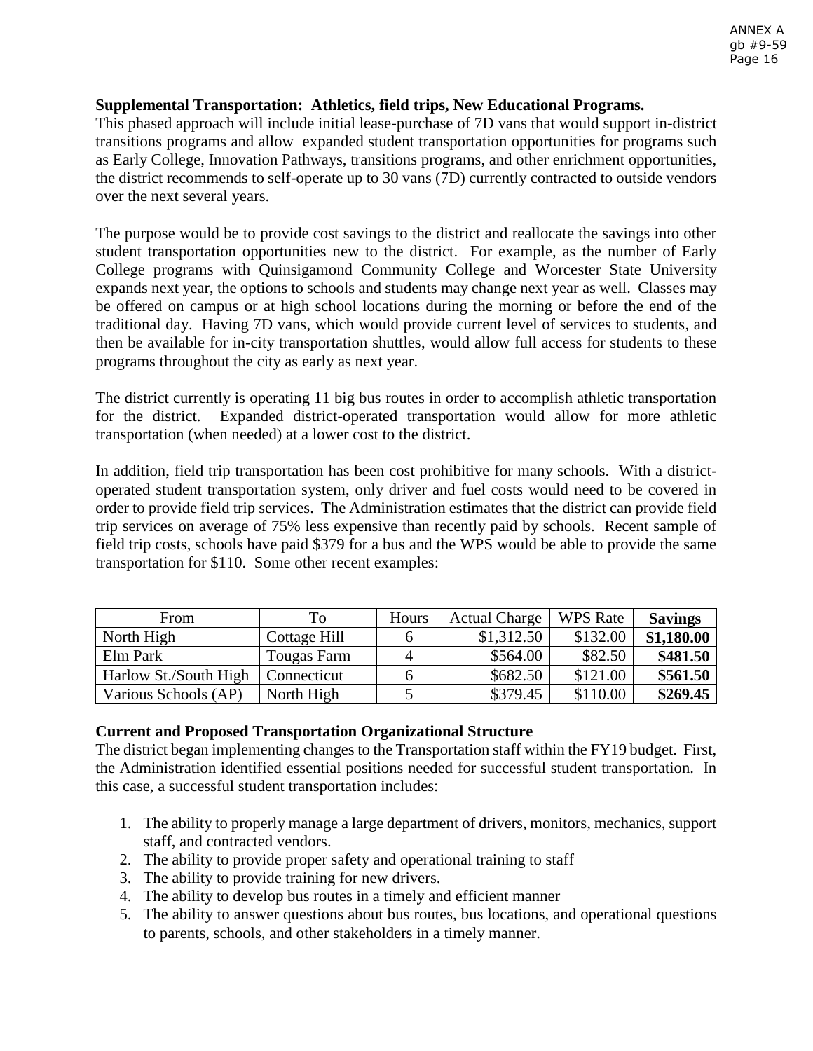**Supplemental Transportation: Athletics, field trips, New Educational Programs.**
This phased approach will include initial lease-purchase of 7D vans that would support in-district transitions programs and allow expanded student transportation opportunities for programs such as Early College, Innovation Pathways, transitions programs, and other enrichment opportunities, the district recommends to self-operate up to 30 vans (7D) currently contracted to outside vendors over the next several years.

The purpose would be to provide cost savings to the district and reallocate the savings into other student transportation opportunities new to the district. For example, as the number of Early College programs with Quinsigamond Community College and Worcester State University expands next year, the options to schools and students may change next year as well. Classes may be offered on campus or at high school locations during the morning or before the end of the traditional day. Having 7D vans, which would provide current level of services to students, and then be available for in-city transportation shuttles, would allow full access for students to these programs throughout the city as early as next year.

The district currently is operating 11 big bus routes in order to accomplish athletic transportation for the district. Expanded district-operated transportation would allow for more athletic transportation (when needed) at a lower cost to the district.

In addition, field trip transportation has been cost prohibitive for many schools. With a district-operated student transportation system, only driver and fuel costs would need to be covered in order to provide field trip services. The Administration estimates that the district can provide field trip services on average of 75% less expensive than recently paid by schools. Recent sample of field trip costs, schools have paid $379 for a bus and the WPS would be able to provide the same transportation for $110. Some other recent examples:

| From | To | Hours | Actual Charge | WPS Rate | **Savings** |
|---|---|---|---|---|---|
| North High | Cottage Hill | 6 | $1,312.50 | $132.00 | **$1,180.00** |
| Elm Park | Tougas Farm | 4 | $564.00 | $82.50 | **$481.50** |
| Harlow St./South High | Connecticut | 6 | $682.50 | $121.00 | **$561.50** |
| Various Schools (AP) | North High | 5 | $379.45 | $110.00 | **$269.45** |

**Current and Proposed Transportation Organizational Structure**
The district began implementing changes to the Transportation staff within the FY19 budget. First, the Administration identified essential positions needed for successful student transportation. In this case, a successful student transportation includes:

1. The ability to properly manage a large department of drivers, monitors, mechanics, support staff, and contracted vendors.
2. The ability to provide proper safety and operational training to staff
3. The ability to provide training for new drivers.
4. The ability to develop bus routes in a timely and efficient manner
5. The ability to answer questions about bus routes, bus locations, and operational questions to parents, schools, and other stakeholders in a timely manner.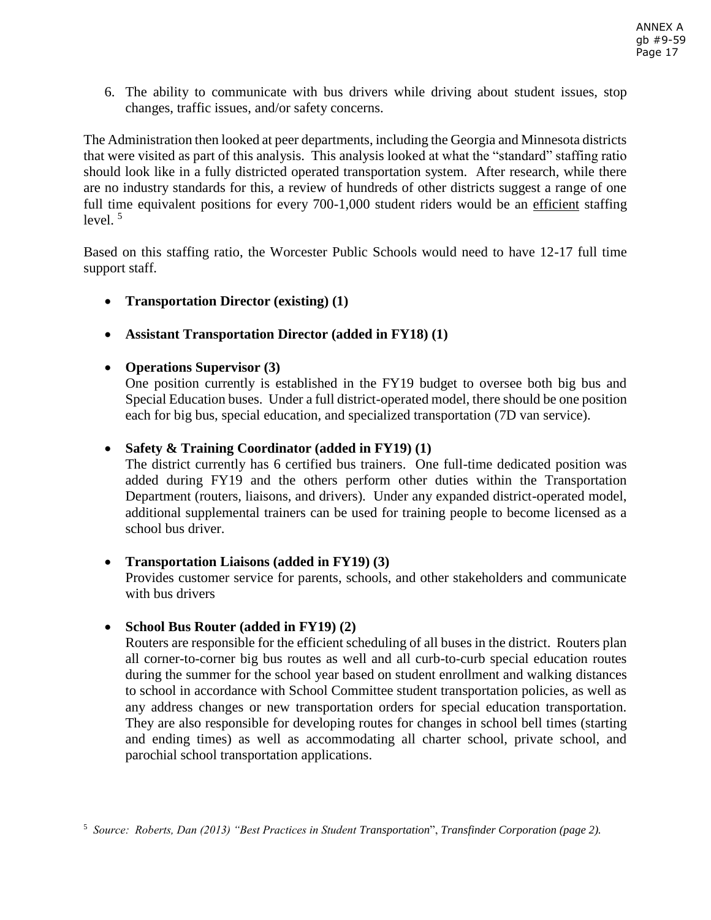6. The ability to communicate with bus drivers while driving about student issues, stop changes, traffic issues, and/or safety concerns.

The Administration then looked at peer departments, including the Georgia and Minnesota districts that were visited as part of this analysis. This analysis looked at what the "standard" staffing ratio should look like in a fully districted operated transportation system. After research, while there are no industry standards for this, a review of hundreds of other districts suggest a range of one full time equivalent positions for every 700-1,000 student riders would be an efficient staffing level. [5]

Based on this staffing ratio, the Worcester Public Schools would need to have 12-17 full time support staff.

- **Transportation Director (existing) (1)**
- **Assistant Transportation Director (added in FY18) (1)**
- **Operations Supervisor (3)**
  One position currently is established in the FY19 budget to oversee both big bus and Special Education buses. Under a full district-operated model, there should be one position each for big bus, special education, and specialized transportation (7D van service).
- **Safety & Training Coordinator (added in FY19) (1)**
  The district currently has 6 certified bus trainers. One full-time dedicated position was added during FY19 and the others perform other duties within the Transportation Department (routers, liaisons, and drivers). Under any expanded district-operated model, additional supplemental trainers can be used for training people to become licensed as a school bus driver.
- **Transportation Liaisons (added in FY19) (3)**
  Provides customer service for parents, schools, and other stakeholders and communicate with bus drivers
- **School Bus Router (added in FY19) (2)**
  Routers are responsible for the efficient scheduling of all buses in the district. Routers plan all corner-to-corner big bus routes as well and all curb-to-curb special education routes during the summer for the school year based on student enrollment and walking distances to school in accordance with School Committee student transportation policies, as well as any address changes or new transportation orders for special education transportation. They are also responsible for developing routes for changes in school bell times (starting and ending times) as well as accommodating all charter school, private school, and parochial school transportation applications.

[5] *Source: Roberts, Dan (2013) "Best Practices in Student Transportation", Transfinder Corporation (page 2).*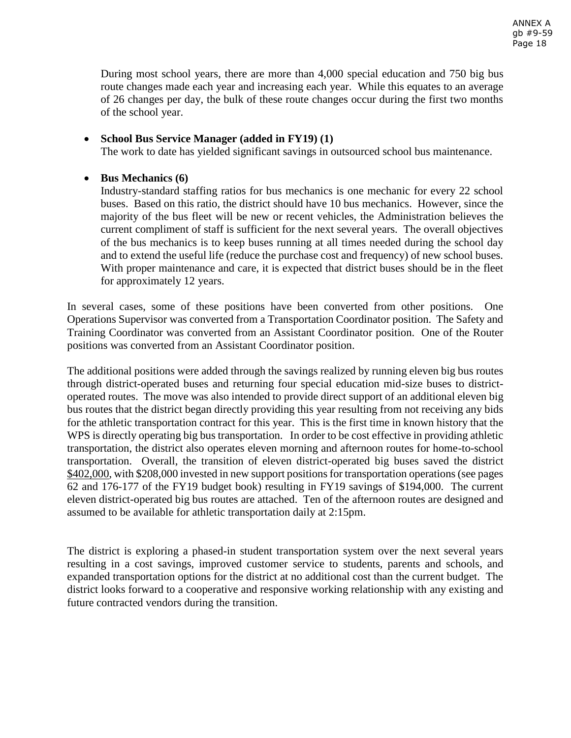During most school years, there are more than 4,000 special education and 750 big bus route changes made each year and increasing each year. While this equates to an average of 26 changes per day, the bulk of these route changes occur during the first two months of the school year.

- **School Bus Service Manager (added in FY19) (1)**
  The work to date has yielded significant savings in outsourced school bus maintenance.

- **Bus Mechanics (6)**
  Industry-standard staffing ratios for bus mechanics is one mechanic for every 22 school buses. Based on this ratio, the district should have 10 bus mechanics. However, since the majority of the bus fleet will be new or recent vehicles, the Administration believes the current compliment of staff is sufficient for the next several years. The overall objectives of the bus mechanics is to keep buses running at all times needed during the school day and to extend the useful life (reduce the purchase cost and frequency) of new school buses. With proper maintenance and care, it is expected that district buses should be in the fleet for approximately 12 years.

In several cases, some of these positions have been converted from other positions. One Operations Supervisor was converted from a Transportation Coordinator position. The Safety and Training Coordinator was converted from an Assistant Coordinator position. One of the Router positions was converted from an Assistant Coordinator position.

The additional positions were added through the savings realized by running eleven big bus routes through district-operated buses and returning four special education mid-size buses to district-operated routes. The move was also intended to provide direct support of an additional eleven big bus routes that the district began directly providing this year resulting from not receiving any bids for the athletic transportation contract for this year. This is the first time in known history that the WPS is directly operating big bus transportation. In order to be cost effective in providing athletic transportation, the district also operates eleven morning and afternoon routes for home-to-school transportation. Overall, the transition of eleven district-operated big buses saved the district $402,000, with $208,000 invested in new support positions for transportation operations (see pages 62 and 176-177 of the FY19 budget book) resulting in FY19 savings of $194,000. The current eleven district-operated big bus routes are attached. Ten of the afternoon routes are designed and assumed to be available for athletic transportation daily at 2:15pm.

The district is exploring a phased-in student transportation system over the next several years resulting in a cost savings, improved customer service to students, parents and schools, and expanded transportation options for the district at no additional cost than the current budget. The district looks forward to a cooperative and responsive working relationship with any existing and future contracted vendors during the transition.